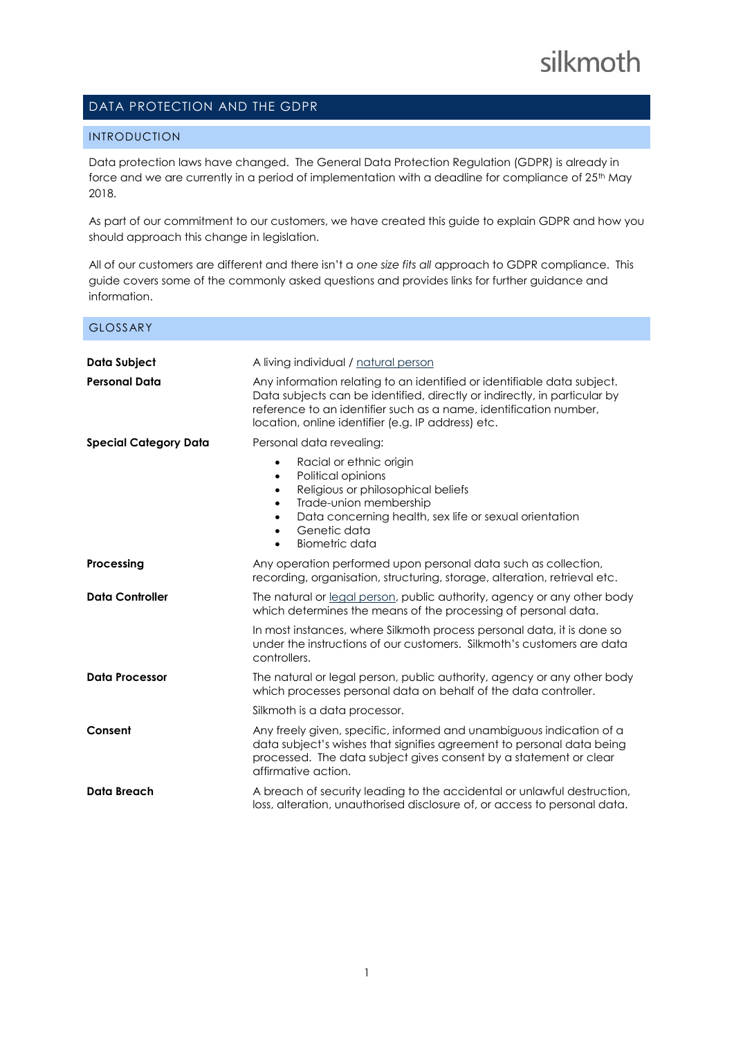silkmoth

# DATA PROTECTION AND THE GDPR

## INTRODUCTION

Data protection laws have changed. The General Data Protection Regulation (GDPR) is already in force and we are currently in a period of implementation with a deadline for compliance of 25th May 2018.

As part of our commitment to our customers, we have created this guide to explain GDPR and how you should approach this change in legislation.

All of our customers are different and there isn't a *one size fits all* approach to GDPR compliance. This guide covers some of the commonly asked questions and provides links for further guidance and information.

## GLOSSARY

| | |
|---|---|
| **Data Subject** | A living individual / natural person |
| **Personal Data** | Any information relating to an identified or identifiable data subject. Data subjects can be identified, directly or indirectly, in particular by reference to an identifier such as a name, identification number, location, online identifier (e.g. IP address) etc. |
| **Special Category Data** | Personal data revealing:<br>• Racial or ethnic origin<br>• Political opinions<br>• Religious or philosophical beliefs<br>• Trade-union membership<br>• Data concerning health, sex life or sexual orientation<br>• Genetic data<br>• Biometric data |
| **Processing** | Any operation performed upon personal data such as collection, recording, organisation, structuring, storage, alteration, retrieval etc. |
| **Data Controller** | The natural or legal person, public authority, agency or any other body which determines the means of the processing of personal data.<br><br>In most instances, where Silkmoth process personal data, it is done so under the instructions of our customers. Silkmoth's customers are data controllers. |
| **Data Processor** | The natural or legal person, public authority, agency or any other body which processes personal data on behalf of the data controller.<br><br>Silkmoth is a data processor. |
| **Consent** | Any freely given, specific, informed and unambiguous indication of a data subject's wishes that signifies agreement to personal data being processed. The data subject gives consent by a statement or clear affirmative action. |
| **Data Breach** | A breach of security leading to the accidental or unlawful destruction, loss, alteration, unauthorised disclosure of, or access to personal data. |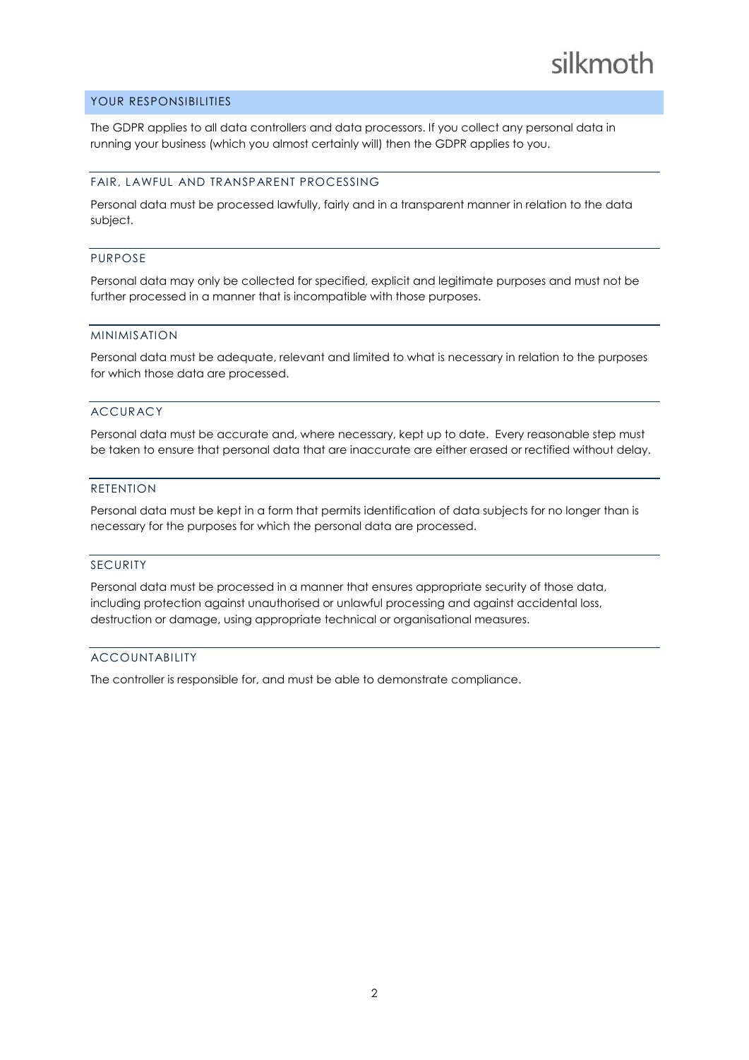## YOUR RESPONSIBILITIES

The GDPR applies to all data controllers and data processors. If you collect any personal data in running your business (which you almost certainly will) then the GDPR applies to you.

### FAIR, LAWFUL AND TRANSPARENT PROCESSING

Personal data must be processed lawfully, fairly and in a transparent manner in relation to the data subject.

### PURPOSE

Personal data may only be collected for specified, explicit and legitimate purposes and must not be further processed in a manner that is incompatible with those purposes.

### MINIMISATION

Personal data must be adequate, relevant and limited to what is necessary in relation to the purposes for which those data are processed.

### ACCURACY

Personal data must be accurate and, where necessary, kept up to date. Every reasonable step must be taken to ensure that personal data that are inaccurate are either erased or rectified without delay.

### RETENTION

Personal data must be kept in a form that permits identification of data subjects for no longer than is necessary for the purposes for which the personal data are processed.

### SECURITY

Personal data must be processed in a manner that ensures appropriate security of those data, including protection against unauthorised or unlawful processing and against accidental loss, destruction or damage, using appropriate technical or organisational measures.

### ACCOUNTABILITY

The controller is responsible for, and must be able to demonstrate compliance.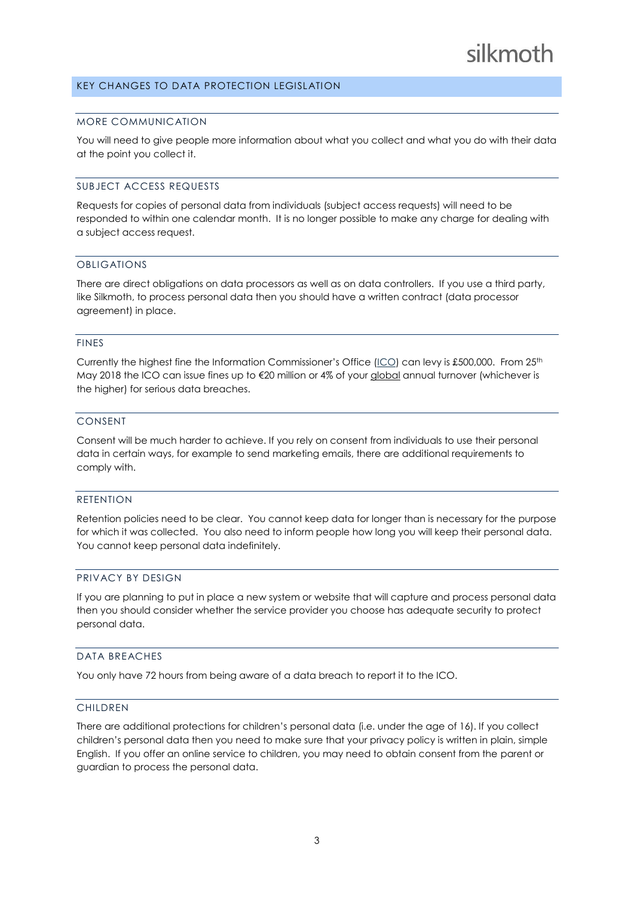## KEY CHANGES TO DATA PROTECTION LEGISLATION

### MORE COMMUNICATION

You will need to give people more information about what you collect and what you do with their data at the point you collect it.

### SUBJECT ACCESS REQUESTS

Requests for copies of personal data from individuals (subject access requests) will need to be responded to within one calendar month. It is no longer possible to make any charge for dealing with a subject access request.

### OBLIGATIONS

There are direct obligations on data processors as well as on data controllers. If you use a third party, like Silkmoth, to process personal data then you should have a written contract (data processor agreement) in place.

### FINES

Currently the highest fine the Information Commissioner's Office (ICO) can levy is £500,000. From 25th May 2018 the ICO can issue fines up to €20 million or 4% of your global annual turnover (whichever is the higher) for serious data breaches.

### CONSENT

Consent will be much harder to achieve. If you rely on consent from individuals to use their personal data in certain ways, for example to send marketing emails, there are additional requirements to comply with.

### RETENTION

Retention policies need to be clear. You cannot keep data for longer than is necessary for the purpose for which it was collected. You also need to inform people how long you will keep their personal data. You cannot keep personal data indefinitely.

### PRIVACY BY DESIGN

If you are planning to put in place a new system or website that will capture and process personal data then you should consider whether the service provider you choose has adequate security to protect personal data.

### DATA BREACHES

You only have 72 hours from being aware of a data breach to report it to the ICO.

### CHILDREN

There are additional protections for children's personal data (i.e. under the age of 16). If you collect children's personal data then you need to make sure that your privacy policy is written in plain, simple English. If you offer an online service to children, you may need to obtain consent from the parent or guardian to process the personal data.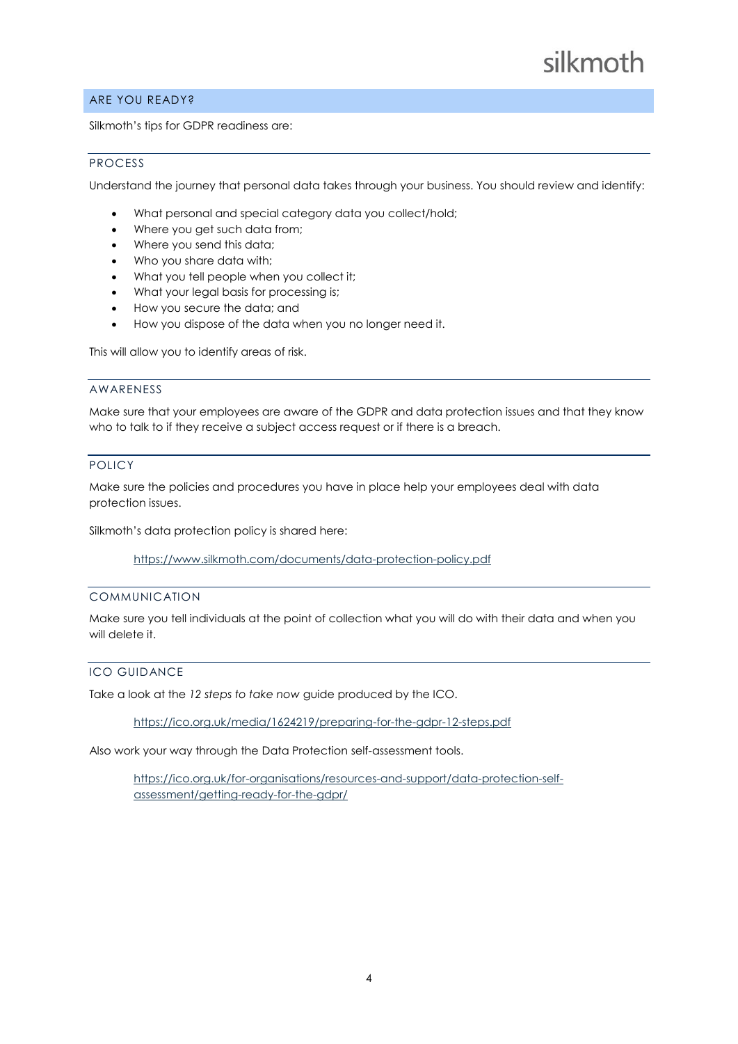## ARE YOU READY?

Silkmoth's tips for GDPR readiness are:

### PROCESS

Understand the journey that personal data takes through your business. You should review and identify:

- What personal and special category data you collect/hold;
- Where you get such data from;
- Where you send this data;
- Who you share data with;
- What you tell people when you collect it;
- What your legal basis for processing is;
- How you secure the data; and
- How you dispose of the data when you no longer need it.

This will allow you to identify areas of risk.

### AWARENESS

Make sure that your employees are aware of the GDPR and data protection issues and that they know who to talk to if they receive a subject access request or if there is a breach.

### POLICY

Make sure the policies and procedures you have in place help your employees deal with data protection issues.

Silkmoth's data protection policy is shared here:

> https://www.silkmoth.com/documents/data-protection-policy.pdf

### COMMUNICATION

Make sure you tell individuals at the point of collection what you will do with their data and when you will delete it.

### ICO GUIDANCE

Take a look at the *12 steps to take now* guide produced by the ICO.

> https://ico.org.uk/media/1624219/preparing-for-the-gdpr-12-steps.pdf

Also work your way through the Data Protection self-assessment tools.

> https://ico.org.uk/for-organisations/resources-and-support/data-protection-self-assessment/getting-ready-for-the-gdpr/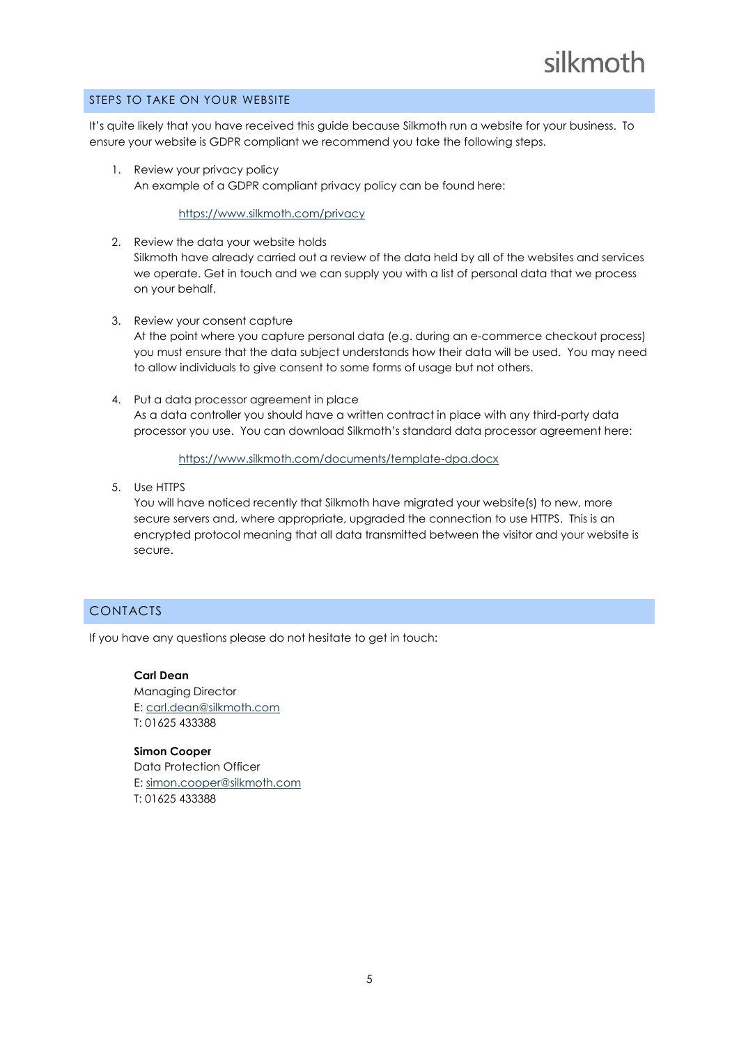## STEPS TO TAKE ON YOUR WEBSITE

It's quite likely that you have received this guide because Silkmoth run a website for your business. To ensure your website is GDPR compliant we recommend you take the following steps.

1. Review your privacy policy
   An example of a GDPR compliant privacy policy can be found here:

   https://www.silkmoth.com/privacy

2. Review the data your website holds
   Silkmoth have already carried out a review of the data held by all of the websites and services we operate. Get in touch and we can supply you with a list of personal data that we process on your behalf.

3. Review your consent capture
   At the point where you capture personal data (e.g. during an e-commerce checkout process) you must ensure that the data subject understands how their data will be used. You may need to allow individuals to give consent to some forms of usage but not others.

4. Put a data processor agreement in place
   As a data controller you should have a written contract in place with any third-party data processor you use. You can download Silkmoth's standard data processor agreement here:

   https://www.silkmoth.com/documents/template-dpa.docx

5. Use HTTPS
   You will have noticed recently that Silkmoth have migrated your website(s) to new, more secure servers and, where appropriate, upgraded the connection to use HTTPS. This is an encrypted protocol meaning that all data transmitted between the visitor and your website is secure.

## CONTACTS

If you have any questions please do not hesitate to get in touch:

**Carl Dean**
Managing Director
E: carl.dean@silkmoth.com
T: 01625 433388

**Simon Cooper**
Data Protection Officer
E: simon.cooper@silkmoth.com
T: 01625 433388